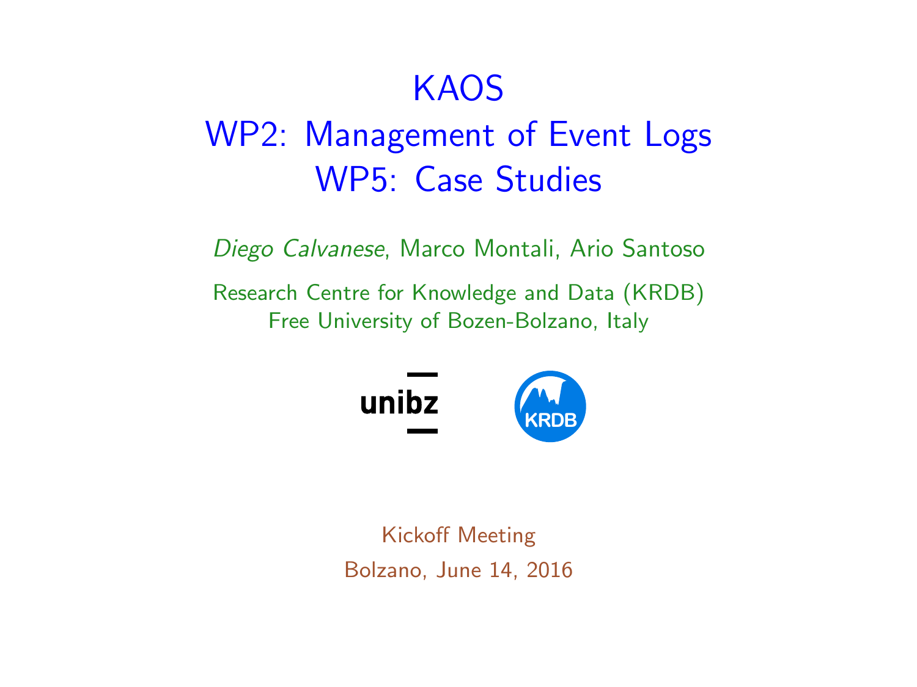# KAOS
# WP2: Management of Event Logs
# WP5: Case Studies

*Diego Calvanese*, Marco Montali, Ario Santoso

Research Centre for Knowledge and Data (KRDB)
Free University of Bozen-Bolzano, Italy

unibz

KRDB

Kickoff Meeting

Bolzano, June 14, 2016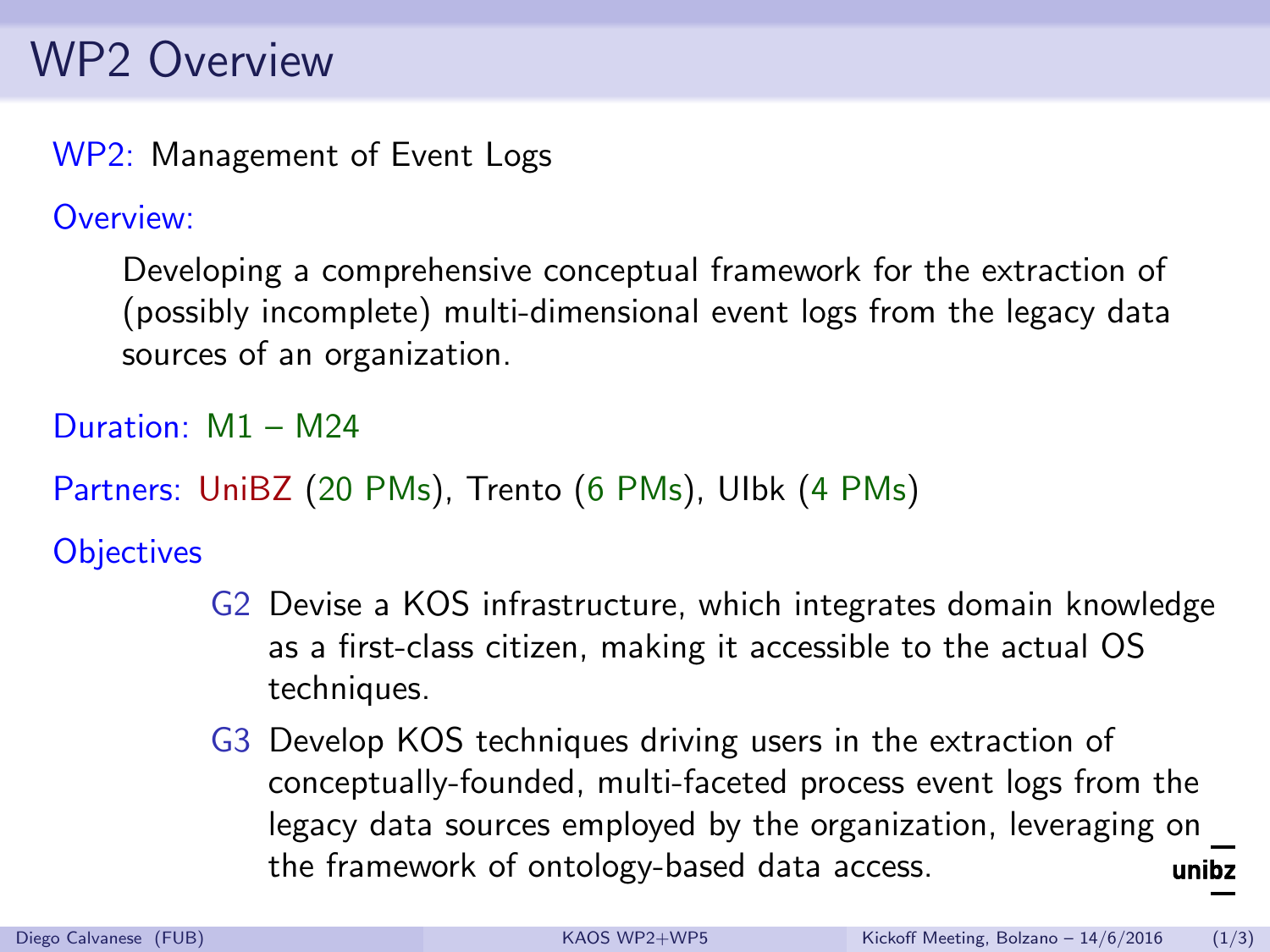# WP2 Overview

WP2: Management of Event Logs

Overview:

> Developing a comprehensive conceptual framework for the extraction of (possibly incomplete) multi-dimensional event logs from the legacy data sources of an organization.

Duration: M1 – M24

Partners: UniBZ (20 PMs), Trento (6 PMs), UIbk (4 PMs)

Objectives

- G2 Devise a KOS infrastructure, which integrates domain knowledge as a first-class citizen, making it accessible to the actual OS techniques.
- G3 Develop KOS techniques driving users in the extraction of conceptually-founded, multi-faceted process event logs from the legacy data sources employed by the organization, leveraging on the framework of ontology-based data access.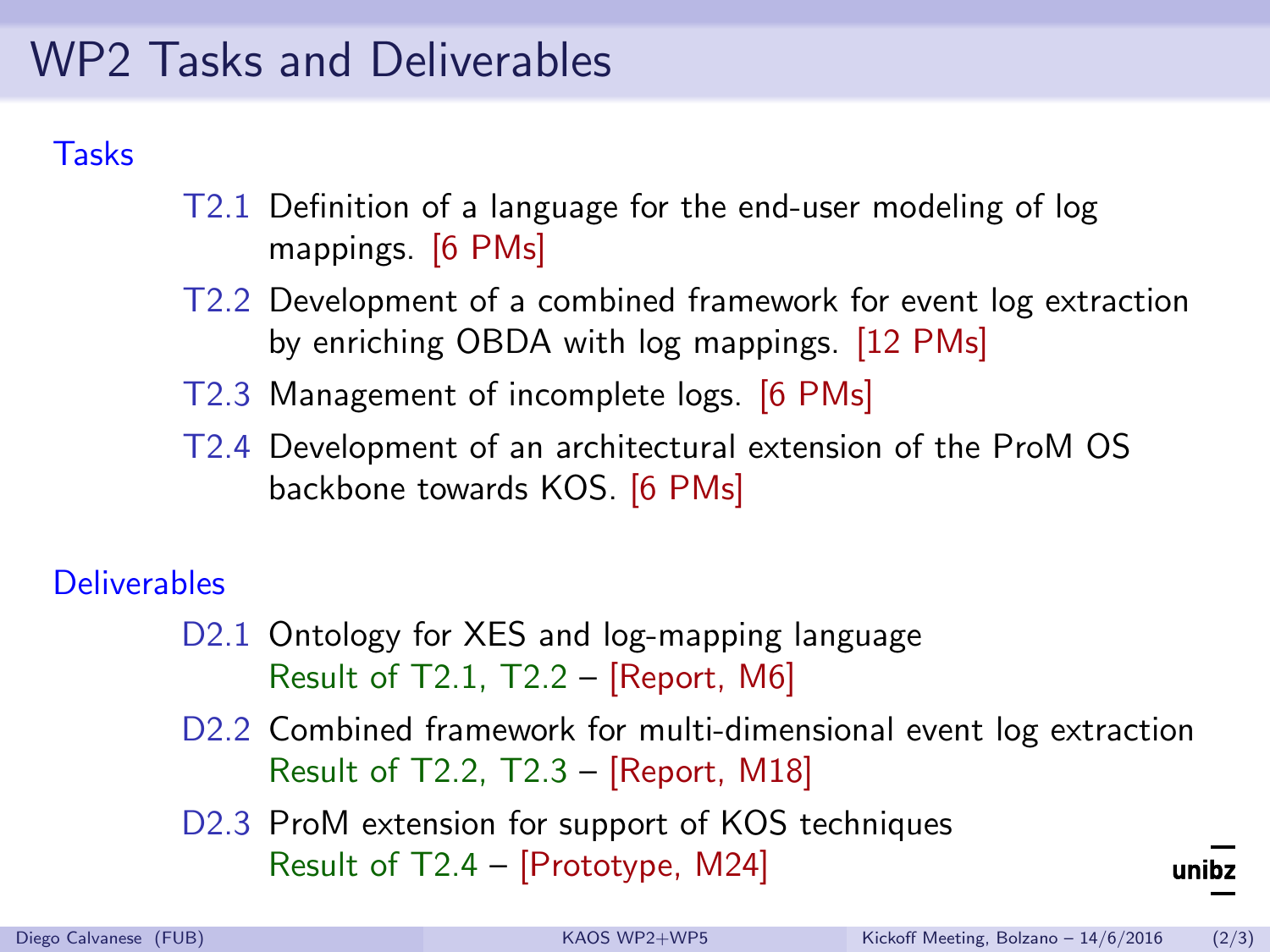# WP2 Tasks and Deliverables

## Tasks

- **T2.1** Definition of a language for the end-user modeling of log mappings. [6 PMs]
- **T2.2** Development of a combined framework for event log extraction by enriching OBDA with log mappings. [12 PMs]
- **T2.3** Management of incomplete logs. [6 PMs]
- **T2.4** Development of an architectural extension of the ProM OS backbone towards KOS. [6 PMs]

## Deliverables

- **D2.1** Ontology for XES and log-mapping language
  Result of T2.1, T2.2 – [Report, M6]
- **D2.2** Combined framework for multi-dimensional event log extraction
  Result of T2.2, T2.3 – [Report, M18]
- **D2.3** ProM extension for support of KOS techniques
  Result of T2.4 – [Prototype, M24]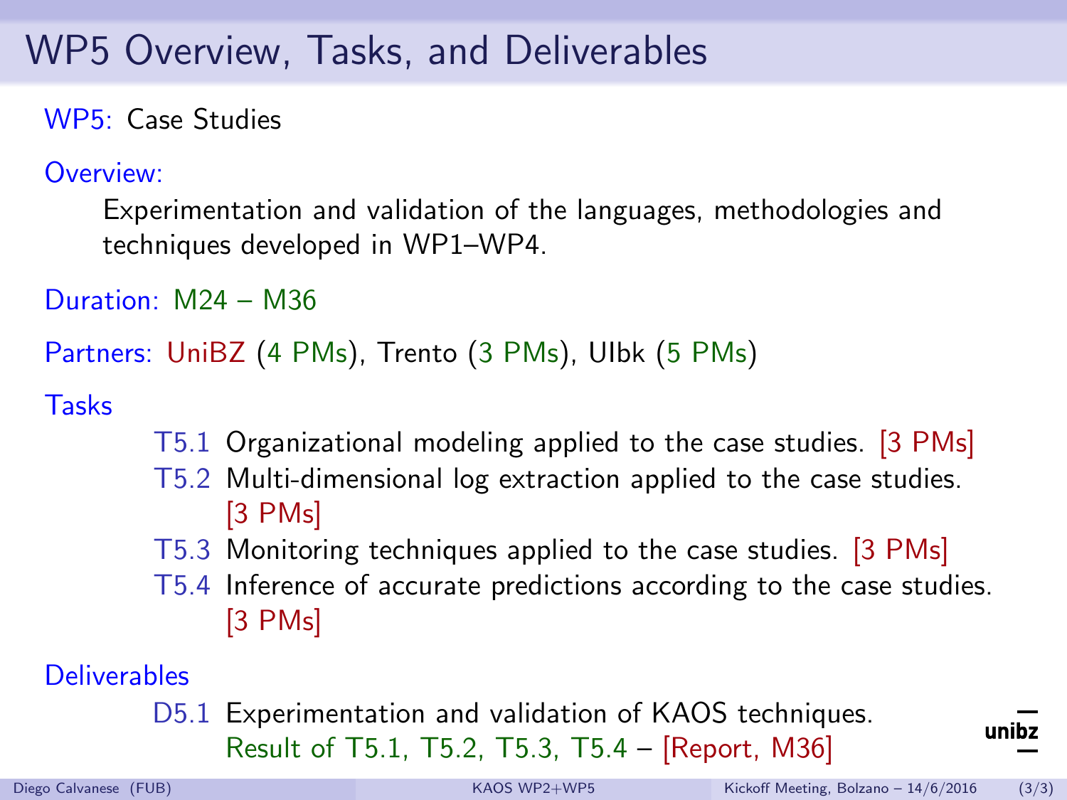# WP5 Overview, Tasks, and Deliverables

WP5: Case Studies

Overview:

Experimentation and validation of the languages, methodologies and techniques developed in WP1–WP4.

Duration: M24 – M36

Partners: UniBZ (4 PMs), Trento (3 PMs), UIbk (5 PMs)

Tasks

- T5.1 Organizational modeling applied to the case studies. [3 PMs]
- T5.2 Multi-dimensional log extraction applied to the case studies. [3 PMs]
- T5.3 Monitoring techniques applied to the case studies. [3 PMs]
- T5.4 Inference of accurate predictions according to the case studies. [3 PMs]

Deliverables

- D5.1 Experimentation and validation of KAOS techniques.
  Result of T5.1, T5.2, T5.3, T5.4 – [Report, M36]